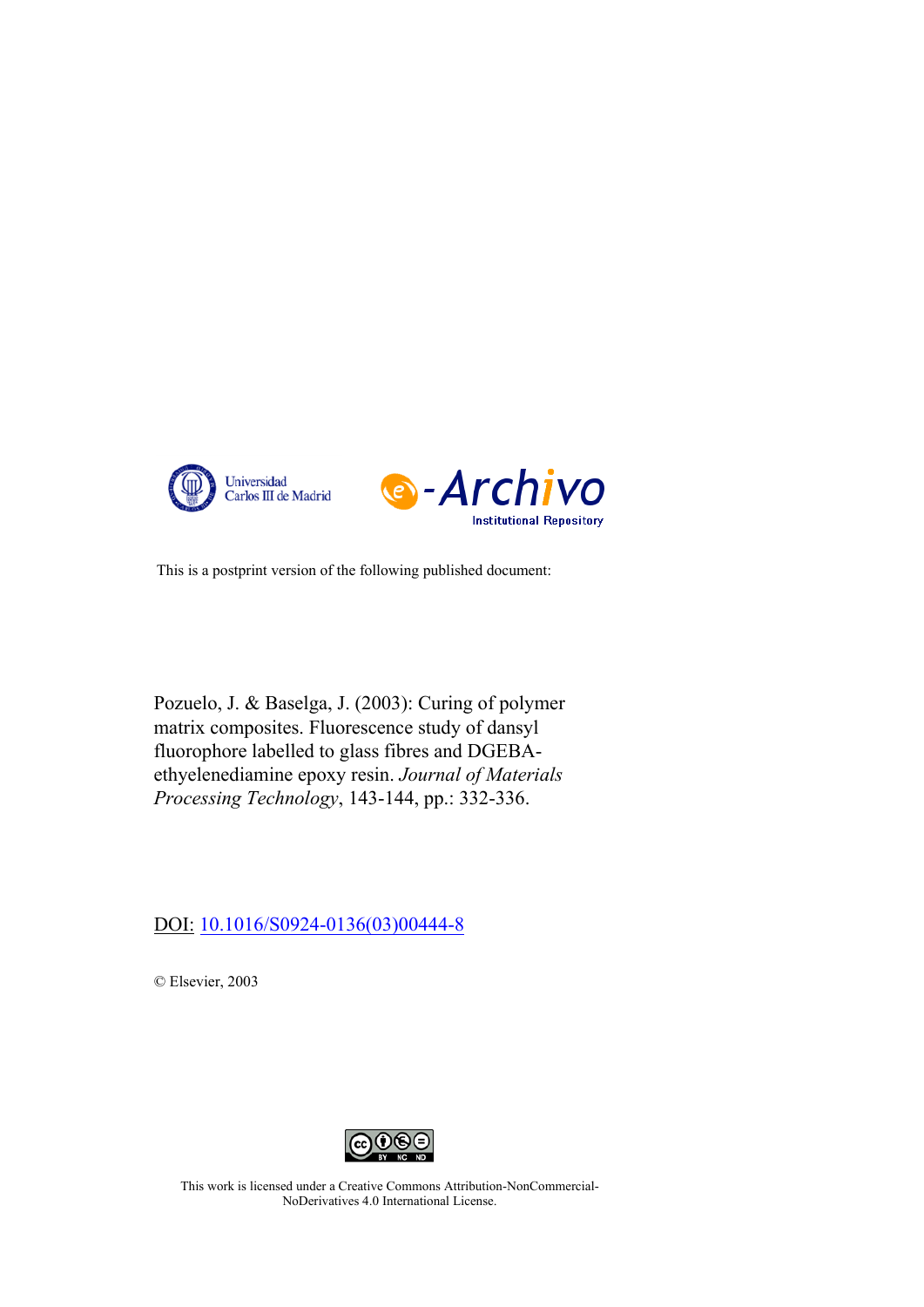Universidad Carlos III de Madrid

e-Archivo Institutional Repository

This is a postprint version of the following published document:

Pozuelo, J. & Baselga, J. (2003): Curing of polymer matrix composites. Fluorescence study of dansyl fluorophore labelled to glass fibres and DGEBA-ethyelenediamine epoxy resin. *Journal of Materials Processing Technology*, 143-144, pp.: 332-336.

DOI: 10.1016/S0924-0136(03)00444-8

© Elsevier, 2003

This work is licensed under a Creative Commons Attribution-NonCommercial-NoDerivatives 4.0 International License.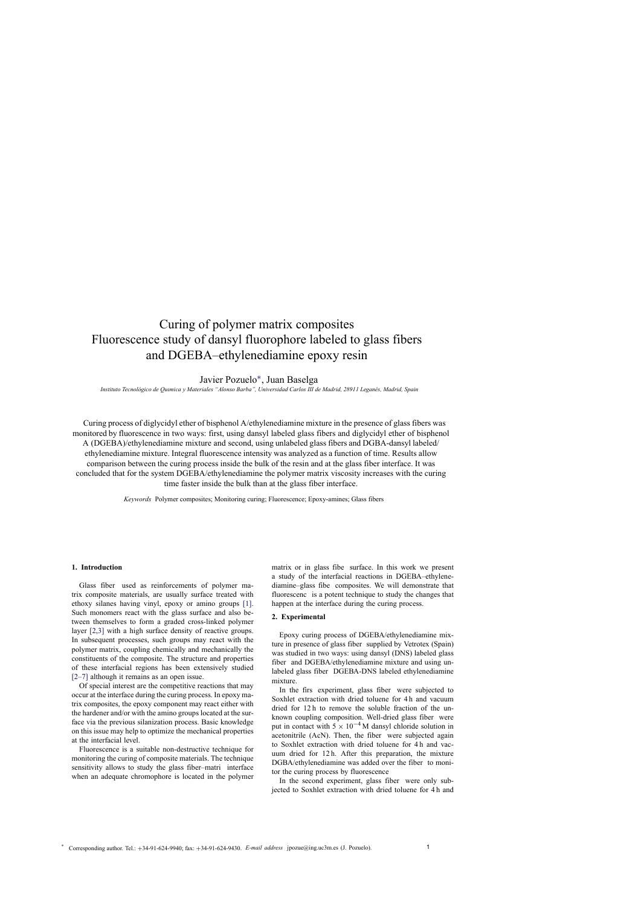# Curing of polymer matrix composites
# Fluorescence study of dansyl fluorophore labeled to glass fibers and DGEBA–ethylenediamine epoxy resin

Javier Pozuelo*, Juan Baselga

*Instituto Tecnológico de Qumica y Materiales "Alonso Barba", Universidad Carlos III de Madrid, 28911 Leganés, Madrid, Spain*

Curing process of diglycidyl ether of bisphenol A/ethylenediamine mixture in the presence of glass fibers was monitored by fluorescence in two ways: first, using dansyl labeled glass fibers and diglycidyl ether of bisphenol A (DGEBA)/ethylenediamine mixture and second, using unlabeled glass fibers and DGBA-dansyl labeled/ ethylenediamine mixture. Integral fluorescence intensity was analyzed as a function of time. Results allow comparison between the curing process inside the bulk of the resin and at the glass fiber interface. It was concluded that for the system DGEBA/ethylenediamine the polymer matrix viscosity increases with the curing time faster inside the bulk than at the glass fiber interface.

*Keywords* Polymer composites; Monitoring curing; Fluorescence; Epoxy-amines; Glass fibers

## 1. Introduction

Glass fiber used as reinforcements of polymer matrix composite materials, are usually surface treated with ethoxy silanes having vinyl, epoxy or amino groups [1]. Such monomers react with the glass surface and also between themselves to form a graded cross-linked polymer layer [2,3] with a high surface density of reactive groups. In subsequent processes, such groups may react with the polymer matrix, coupling chemically and mechanically the constituents of the composite. The structure and properties of these interfacial regions has been extensively studied [2–7] although it remains as an open issue.

Of special interest are the competitive reactions that may occur at the interface during the curing process. In epoxy matrix composites, the epoxy component may react either with the hardener and/or with the amino groups located at the surface via the previous silanization process. Basic knowledge on this issue may help to optimize the mechanical properties at the interfacial level.

Fluorescence is a suitable non-destructive technique for monitoring the curing of composite materials. The technique sensitivity allows to study the glass fiber–matri interface when an adequate chromophore is located in the polymer matrix or in glass fibe surface. In this work we present a study of the interfacial reactions in DGEBA–ethylenediamine–glass fibe composites. We will demonstrate that fluorescenc is a potent technique to study the changes that happen at the interface during the curing process.

## 2. Experimental

Epoxy curing process of DGEBA/ethylenediamine mixture in presence of glass fiber supplied by Vetrotex (Spain) was studied in two ways: using dansyl (DNS) labeled glass fiber and DGEBA/ethylenediamine mixture and using unlabeled glass fiber DGEBA-DNS labeled ethylenediamine mixture.

In the firs experiment, glass fiber were subjected to Soxhlet extraction with dried toluene for 4 h and vacuum dried for 12 h to remove the soluble fraction of the unknown coupling composition. Well-dried glass fiber were put in contact with $5 \times 10^{-4}$ M dansyl chloride solution in acetonitrile (AcN). Then, the fiber were subjected again to Soxhlet extraction with dried toluene for 4 h and vacuum dried for 12 h. After this preparation, the mixture DGBA/ethylenediamine was added over the fiber to monitor the curing process by fluorescence

In the second experiment, glass fiber were only subjected to Soxhlet extraction with dried toluene for 4 h and

\* Corresponding author. Tel.: +34-91-624-9940; fax: +34-91-624-9430. *E-mail address* jpozue@ing.uc3m.es (J. Pozuelo).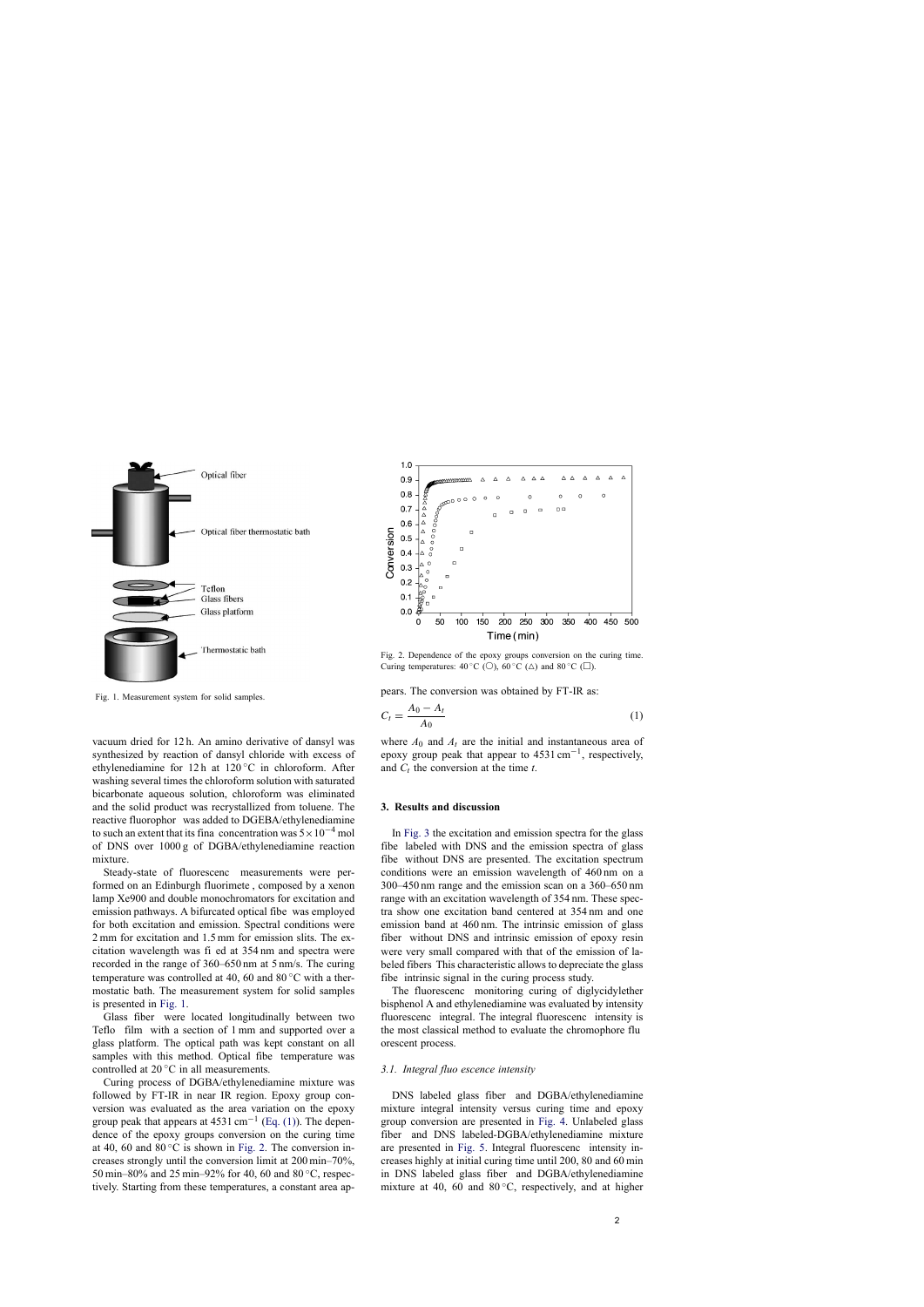Fig. 1. Measurement system for solid samples.

vacuum dried for 12 h. An amino derivative of dansyl was synthesized by reaction of dansyl chloride with excess of ethylenediamine for 12 h at 120 °C in chloroform. After washing several times the chloroform solution with saturated bicarbonate aqueous solution, chloroform was eliminated and the solid product was recrystallized from toluene. The reactive fluorophor was added to DGEBA/ethylenediamine to such an extent that its fina concentration was $5\times10^{-4}$ mol of DNS over 1000 g of DGBA/ethylenediamine reaction mixture.

Steady-state of fluorescenc measurements were performed on an Edinburgh fluorimete, composed by a xenon lamp Xe900 and double monochromators for excitation and emission pathways. A bifurcated optical fibe was employed for both excitation and emission. Spectral conditions were 2 mm for excitation and 1.5 mm for emission slits. The excitation wavelength was fi ed at 354 nm and spectra were recorded in the range of 360–650 nm at 5 nm/s. The curing temperature was controlled at 40, 60 and 80 °C with a thermostatic bath. The measurement system for solid samples is presented in Fig. 1.

Glass fiber were located longitudinally between two Teflo film with a section of 1 mm and supported over a glass platform. The optical path was kept constant on all samples with this method. Optical fibe temperature was controlled at 20 °C in all measurements.

Curing process of DGBA/ethylenediamine mixture was followed by FT-IR in near IR region. Epoxy group conversion was evaluated as the area variation on the epoxy group peak that appears at 4531 cm$^{-1}$ (Eq. (1)). The dependence of the epoxy groups conversion on the curing time at 40, 60 and 80 °C is shown in Fig. 2. The conversion increases strongly until the conversion limit at 200 min–70%, 50 min–80% and 25 min–92% for 40, 60 and 80 °C, respectively. Starting from these temperatures, a constant area appears. The conversion was obtained by FT-IR as:

$$C_t = \frac{A_0 - A_t}{A_0} \tag{1}$$

where $A_0$ and $A_t$ are the initial and instantaneous area of epoxy group peak that appear to 4531 cm$^{-1}$, respectively, and $C_t$ the conversion at the time $t$.

Fig. 2. Dependence of the epoxy groups conversion on the curing time. Curing temperatures: 40 °C (○), 60 °C (△) and 80 °C (□).

## 3. Results and discussion

In Fig. 3 the excitation and emission spectra for the glass fibe labeled with DNS and the emission spectra of glass fibe without DNS are presented. The excitation spectrum conditions were an emission wavelength of 460 nm on a 300–450 nm range and the emission scan on a 360–650 nm range with an excitation wavelength of 354 nm. These spectra show one excitation band centered at 354 nm and one emission band at 460 nm. The intrinsic emission of glass fiber without DNS and intrinsic emission of epoxy resin were very small compared with that of the emission of labeled fibers This characteristic allows to depreciate the glass fibe intrinsic signal in the curing process study.

The fluorescenc monitoring curing of diglycidylether bisphenol A and ethylenediamine was evaluated by intensity fluorescenc integral. The integral fluorescenc intensity is the most classical method to evaluate the chromophore flu orescent process.

### 3.1. Integral fluo escence intensity

DNS labeled glass fiber and DGBA/ethylenediamine mixture integral intensity versus curing time and epoxy group conversion are presented in Fig. 4. Unlabeled glass fiber and DNS labeled-DGBA/ethylenediamine mixture are presented in Fig. 5. Integral fluorescenc intensity increases highly at initial curing time until 200, 80 and 60 min in DNS labeled glass fiber and DGBA/ethylenediamine mixture at 40, 60 and 80 °C, respectively, and at higher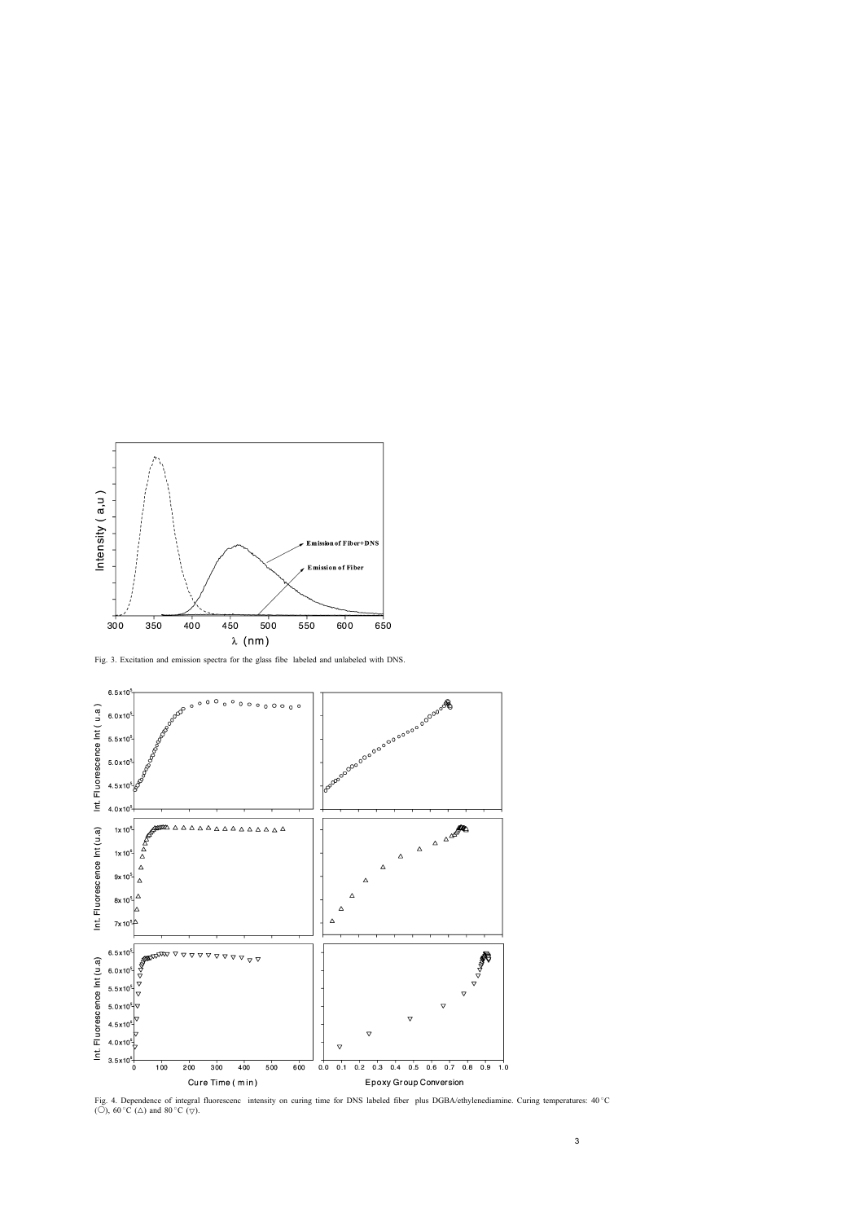Fig. 3. Excitation and emission spectra for the glass fibe labeled and unlabeled with DNS.

Fig. 4. Dependence of integral fluorescenc intensity on curing time for DNS labeled fiber plus DGBA/ethylenediamine. Curing temperatures: 40 °C (○), 60 °C (△) and 80 °C (▽).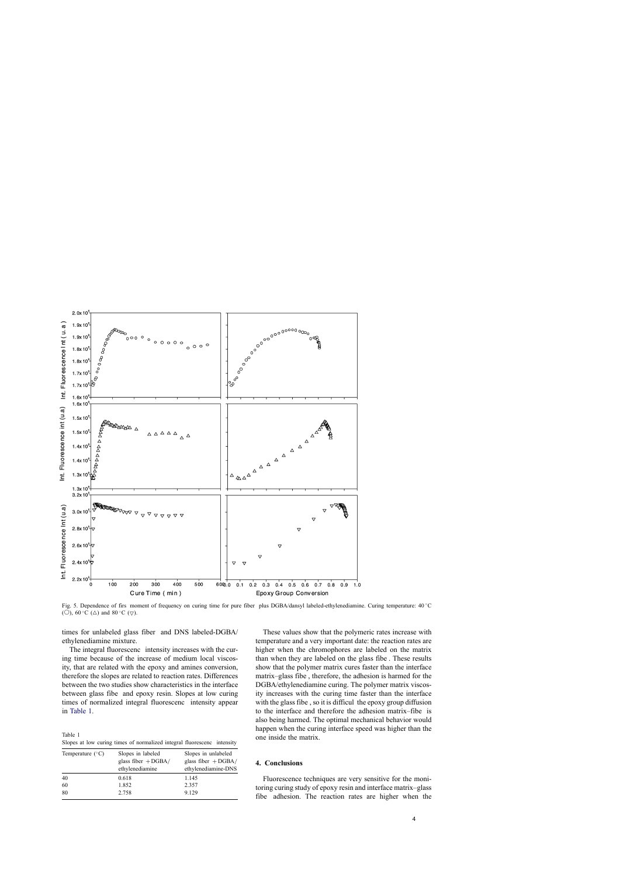Fig. 5. Dependence of firs moment of frequency on curing time for pure fiber plus DGBA/dansyl labeled-ethylenediamine. Curing temperature: 40 °C (○), 60 °C (△) and 80 °C (▽).

times for unlabeled glass fiber and DNS labeled-DGBA/ethylenediamine mixture.

The integral fluorescenc intensity increases with the curing time because of the increase of medium local viscosity, that are related with the epoxy and amines conversion, therefore the slopes are related to reaction rates. Differences between the two studies show characteristics in the interface between glass fibe and epoxy resin. Slopes at low curing times of normalized integral fluorescenc intensity appear in Table 1.

Table 1
Slopes at low curing times of normalized integral fluorescenc intensity

| Temperature (°C) | Slopes in labeled glass fiber + DGBA/ ethylenediamine | Slopes in unlabeled glass fiber + DGBA/ ethylenediamine-DNS |
|---|---|---|
| 40 | 0.618 | 1.145 |
| 60 | 1.852 | 2.357 |
| 80 | 2.758 | 9.129 |

These values show that the polymeric rates increase with temperature and a very important date: the reaction rates are higher when the chromophores are labeled on the matrix than when they are labeled on the glass fibe . These results show that the polymer matrix cures faster than the interface matrix–glass fibe , therefore, the adhesion is harmed for the DGBA/ethylenediamine curing. The polymer matrix viscosity increases with the curing time faster than the interface with the glass fibe , so it is difficul the epoxy group diffusion to the interface and therefore the adhesion matrix–fibe is also being harmed. The optimal mechanical behavior would happen when the curing interface speed was higher than the one inside the matrix.

## 4. Conclusions

Fluorescence techniques are very sensitive for the monitoring curing study of epoxy resin and interface matrix–glass fibe adhesion. The reaction rates are higher when the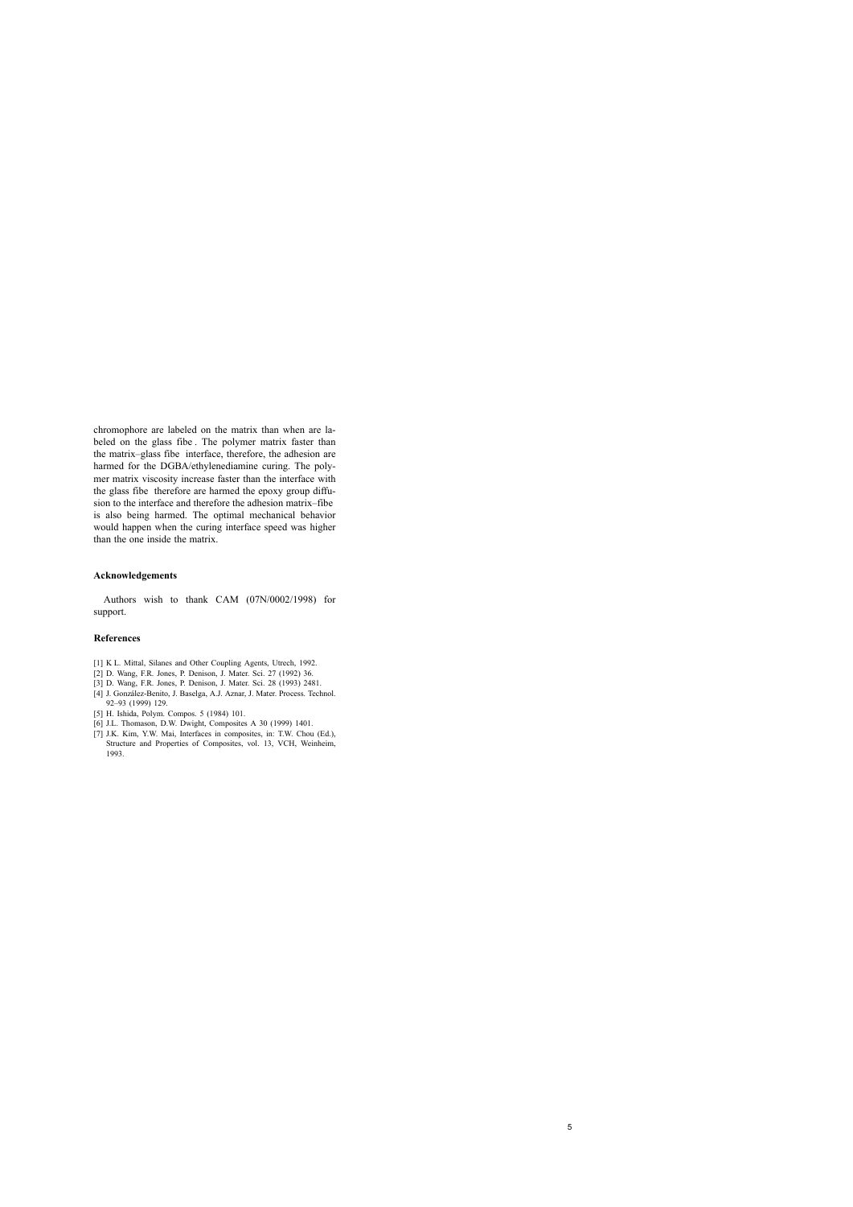chromophore are labeled on the matrix than when are labeled on the glass fibe . The polymer matrix faster than the matrix–glass fibe interface, therefore, the adhesion are harmed for the DGBA/ethylenediamine curing. The polymer matrix viscosity increase faster than the interface with the glass fibe therefore are harmed the epoxy group diffusion to the interface and therefore the adhesion matrix–fibe is also being harmed. The optimal mechanical behavior would happen when the curing interface speed was higher than the one inside the matrix.

## Acknowledgements

Authors wish to thank CAM (07N/0002/1998) for support.

## References

[1] K L. Mittal, Silanes and Other Coupling Agents, Utrech, 1992.
[2] D. Wang, F.R. Jones, P. Denison, J. Mater. Sci. 27 (1992) 36.
[3] D. Wang, F.R. Jones, P. Denison, J. Mater. Sci. 28 (1993) 2481.
[4] J. González-Benito, J. Baselga, A.J. Aznar, J. Mater. Process. Technol. 92–93 (1999) 129.
[5] H. Ishida, Polym. Compos. 5 (1984) 101.
[6] J.L. Thomason, D.W. Dwight, Composites A 30 (1999) 1401.
[7] J.K. Kim, Y.W. Mai, Interfaces in composites, in: T.W. Chou (Ed.), Structure and Properties of Composites, vol. 13, VCH, Weinheim, 1993.